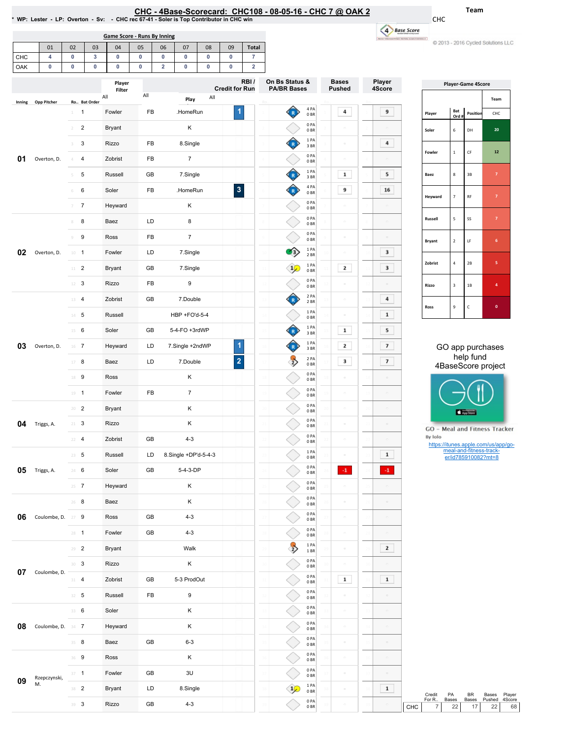# CHC - 4Base-Scorecard: CHC108 - 08-05-16 - CHC 7 @ OAK 2

\* WP: Lester - LP: Overton - Sv: - CHC rec 67-41 - Soler is Top Contributor in CHC win

Team: CHC

© 2013 - 2016 Cycled Solutions LLC

## Game Score - Runs By Inning

| | 01 | 02 | 03 | 04 | 05 | 06 | 07 | 08 | 09 | Total |
|---|---|---|---|---|---|---|---|---|---|---|
| CHC | 4 | 0 | 3 | 0 | 0 | 0 | 0 | 0 | 0 | 7 |
| OAK | 0 | 0 | 0 | 0 | 0 | 2 | 0 | 0 | 0 | 2 |

| Inning | Opp Pitcher | Ro.. | Bat Order | Player | | Play | RBI / Credit for Run | On Bs Status & PA/BR Bases | Bases Pushed | Player 4Score |
|---|---|---|---|---|---|---|---|---|---|---|
| 01 | Overton, D. | 1 | 1 | Fowler | FB | .HomeRun | 1 | 4 PA 0 BR | 4 | 9 |
| | | 2 | 2 | Bryant | | K | | 0 PA 0 BR | | |
| | | 3 | 3 | Rizzo | FB | 8.Single | | 1 PA 3 BR | | 4 |
| | | 4 | 4 | Zobrist | FB | 7 | | 0 PA 0 BR | | |
| | | 5 | 5 | Russell | GB | 7.Single | | 1 PA 3 BR | 1 | 5 |
| | | 6 | 6 | Soler | FB | .HomeRun | 3 | 4 PA 0 BR | 9 | 16 |
| | | 7 | 7 | Heyward | | K | | 0 PA 0 BR | | |
| 02 | Overton, D. | 8 | 8 | Baez | LD | 8 | | 0 PA 0 BR | | |
| | | 9 | 9 | Ross | FB | 7 | | 0 PA 0 BR | | |
| | | 10 | 1 | Fowler | LD | 7.Single | | 1 PA 2 BR | | 3 |
| | | 11 | 2 | Bryant | GB | 7.Single | | 1 PA 0 BR | 2 | 3 |
| | | 12 | 3 | Rizzo | FB | 9 | | 0 PA 0 BR | | |
| 03 | Overton, D. | 13 | 4 | Zobrist | GB | 7.Double | | 2 PA 2 BR | | 4 |
| | | 14 | 5 | Russell | | HBP +FO'd-5-4 | | 1 PA 0 BR | | 1 |
| | | 15 | 6 | Soler | GB | 5-4-FO +3rdWP | | 1 PA 3 BR | 1 | 5 |
| | | 16 | 7 | Heyward | LD | 7.Single +2ndWP | 1 | 1 PA 3 BR | 2 | 7 |
| | | 17 | 8 | Baez | LD | 7.Double | 2 | 2 PA 0 BR | 3 | 7 |
| | | 18 | 9 | Ross | | K | | 0 PA 0 BR | | |
| | | 19 | 1 | Fowler | FB | 7 | | 0 PA 0 BR | | |
| 04 | Triggs, A. | 20 | 2 | Bryant | | K | | 0 PA 0 BR | | |
| | | 21 | 3 | Rizzo | | K | | 0 PA 0 BR | | |
| | | 22 | 4 | Zobrist | GB | 4-3 | | 0 PA 0 BR | | |
| 05 | Triggs, A. | 23 | 5 | Russell | LD | 8.Single +DP'd-5-4-3 | | 1 PA 0 BR | | 1 |
| | | 24 | 6 | Soler | GB | 5-4-3-DP | | 0 PA 0 BR | -1 | -1 |
| | | 25 | 7 | Heyward | | K | | 0 PA 0 BR | | |
| 06 | Coulombe, D. | 26 | 8 | Baez | | K | | 0 PA 0 BR | | |
| | | 27 | 9 | Ross | GB | 4-3 | | 0 PA 0 BR | | |
| | | 28 | 1 | Fowler | GB | 4-3 | | 0 PA 0 BR | | |
| 07 | Coulombe, D. | 29 | 2 | Bryant | | Walk | | 1 PA 1 BR | | 2 |
| | | 30 | 3 | Rizzo | | K | | 0 PA 0 BR | | |
| | | 31 | 4 | Zobrist | GB | 5-3 ProdOut | | 0 PA 0 BR | 1 | 1 |
| | | 32 | 5 | Russell | FB | 9 | | 0 PA 0 BR | | |
| 08 | Coulombe, D. | 33 | 6 | Soler | | K | | 0 PA 0 BR | | |
| | | 34 | 7 | Heyward | | K | | 0 PA 0 BR | | |
| | | 35 | 8 | Baez | GB | 6-3 | | 0 PA 0 BR | | |
| 09 | Rzepczynski, M. | 36 | 9 | Ross | | K | | 0 PA 0 BR | | |
| | | 37 | 1 | Fowler | GB | 3U | | 0 PA 0 BR | | |
| | | 38 | 2 | Bryant | LD | 8.Single | | 1 PA 0 BR | | 1 |
| | | 39 | 3 | Rizzo | GB | 4-3 | | 0 PA 0 BR | | |

## Player-Game 4Score

| Player | Bat Ord # | Position | CHC |
|---|---|---|---|
| Soler | 6 | DH | 20 |
| Fowler | 1 | CF | 12 |
| Baez | 8 | 3B | 7 |
| Heyward | 7 | RF | 7 |
| Russell | 5 | SS | 7 |
| Bryant | 2 | LF | 6 |
| Zobrist | 4 | 2B | 5 |
| Rizzo | 3 | 1B | 4 |
| Ross | 9 | C | 0 |

GO app purchases help fund 4BaseScore project

GO - Meal and Fitness Tracker
By Iolo
https://itunes.apple.com/us/app/go-meal-and-fitness-track-er/id785910082?mt=8

| | Credit For R.. | PA Bases | BR Bases | Bases Pushed | Player 4Score |
|---|---|---|---|---|---|
| CHC | 7 | 22 | 17 | 22 | 68 |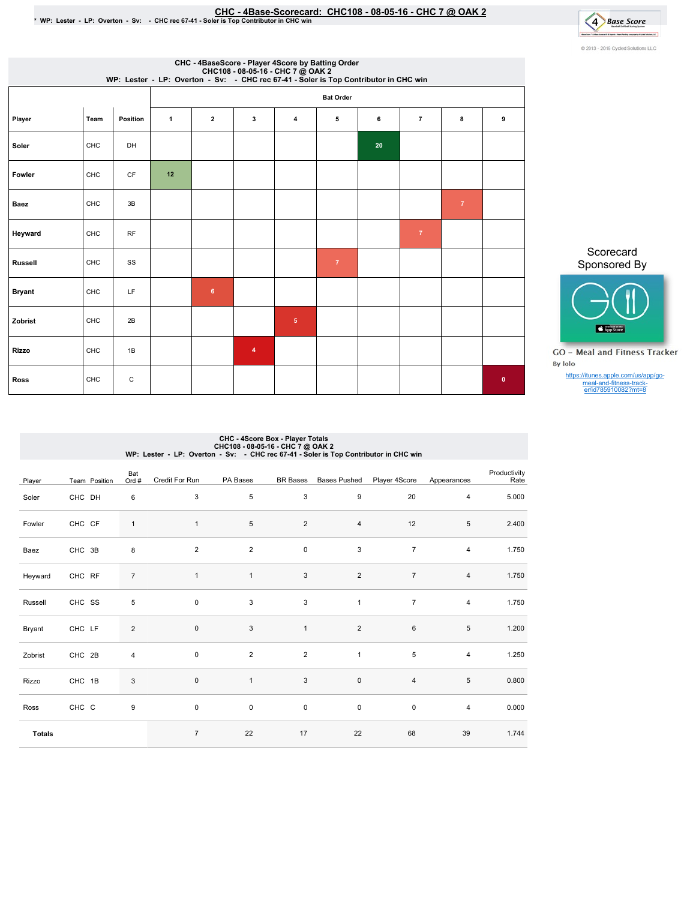# CHC - 4Base-Scorecard: CHC108 - 08-05-16 - CHC 7 @ OAK 2

\* WP: Lester - LP: Overton - Sv: - CHC rec 67-41 - Soler is Top Contributor in CHC win

© 2013 - 2016 Cycled Solutions LLC

## CHC - 4BaseScore - Player 4Score by Batting Order

CHC108 - 08-05-16 - CHC 7 @ OAK 2
WP: Lester - LP: Overton - Sv: - CHC rec 67-41 - Soler is Top Contributor in CHC win

| Player | Team | Position | Bat Order 1 | 2 | 3 | 4 | 5 | 6 | 7 | 8 | 9 |
|---|---|---|---|---|---|---|---|---|---|---|---|
| Soler | CHC | DH | | | | | | 20 | | | |
| Fowler | CHC | CF | 12 | | | | | | | | |
| Baez | CHC | 3B | | | | | | | | 7 | |
| Heyward | CHC | RF | | | | | | | 7 | | |
| Russell | CHC | SS | | | | | 7 | | | | |
| Bryant | CHC | LF | | 6 | | | | | | | |
| Zobrist | CHC | 2B | | | | 5 | | | | | |
| Rizzo | CHC | 1B | | | 4 | | | | | | |
| Ross | CHC | C | | | | | | | | | 0 |

Scorecard Sponsored By

GO - Meal and Fitness Tracker
By Iolo

https://itunes.apple.com/us/app/go-meal-and-fitness-track-er/id785910082?mt=8

## CHC - 4Score Box - Player Totals

CHC108 - 08-05-16 - CHC 7 @ OAK 2
WP: Lester - LP: Overton - Sv: - CHC rec 67-41 - Soler is Top Contributor in CHC win

| Player | Team | Position | Bat Ord # | Credit For Run | PA Bases | BR Bases | Bases Pushed | Player 4Score | Appearances | Productivity Rate |
|---|---|---|---|---|---|---|---|---|---|---|
| Soler | CHC | DH | 6 | 3 | 5 | 3 | 9 | 20 | 4 | 5.000 |
| Fowler | CHC | CF | 1 | 1 | 5 | 2 | 4 | 12 | 5 | 2.400 |
| Baez | CHC | 3B | 8 | 2 | 2 | 0 | 3 | 7 | 4 | 1.750 |
| Heyward | CHC | RF | 7 | 1 | 1 | 3 | 2 | 7 | 4 | 1.750 |
| Russell | CHC | SS | 5 | 0 | 3 | 3 | 1 | 7 | 4 | 1.750 |
| Bryant | CHC | LF | 2 | 0 | 3 | 1 | 2 | 6 | 5 | 1.200 |
| Zobrist | CHC | 2B | 4 | 0 | 2 | 2 | 1 | 5 | 4 | 1.250 |
| Rizzo | CHC | 1B | 3 | 0 | 1 | 3 | 0 | 4 | 5 | 0.800 |
| Ross | CHC | C | 9 | 0 | 0 | 0 | 0 | 0 | 4 | 0.000 |
| **Totals** | | | | 7 | 22 | 17 | 22 | 68 | 39 | 1.744 |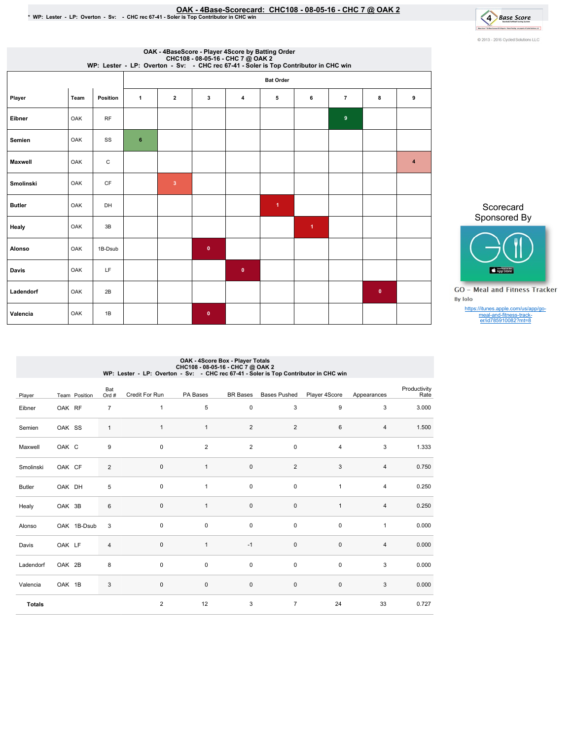# OAK - 4Base-Scorecard: CHC108 - 08-05-16 - CHC 7 @ OAK 2

\* WP: Lester - LP: Overton - Sv: - CHC rec 67-41 - Soler is Top Contributor in CHC win

© 2013 - 2016 Cycled Solutions LLC

## OAK - 4BaseScore - Player 4Score by Batting Order
CHC108 - 08-05-16 - CHC 7 @ OAK 2
WP: Lester - LP: Overton - Sv: - CHC rec 67-41 - Soler is Top Contributor in CHC win

| | | | Bat Order | | | | | | | | |
|---|---|---|---|---|---|---|---|---|---|---|---|
| Player | Team | Position | 1 | 2 | 3 | 4 | 5 | 6 | 7 | 8 | 9 |
| Eibner | OAK | RF | | | | | | | 9 | | |
| Semien | OAK | SS | 6 | | | | | | | | |
| Maxwell | OAK | C | | | | | | | | | 4 |
| Smolinski | OAK | CF | | 3 | | | | | | | |
| Butler | OAK | DH | | | | | 1 | | | | |
| Healy | OAK | 3B | | | | | | 1 | | | |
| Alonso | OAK | 1B-Dsub | | | 0 | | | | | | |
| Davis | OAK | LF | | | | 0 | | | | | |
| Ladendorf | OAK | 2B | | | | | | | | 0 | |
| Valencia | OAK | 1B | | | 0 | | | | | | |

Scorecard Sponsored By

GO - Meal and Fitness Tracker
By Iolo

https://itunes.apple.com/us/app/go-meal-and-fitness-track-er/id785910082?mt=8

## OAK - 4Score Box - Player Totals
CHC108 - 08-05-16 - CHC 7 @ OAK 2
WP: Lester - LP: Overton - Sv: - CHC rec 67-41 - Soler is Top Contributor in CHC win

| Player | Team | Position | Bat Ord # | Credit For Run | PA Bases | BR Bases | Bases Pushed | Player 4Score | Appearances | Productivity Rate |
|---|---|---|---|---|---|---|---|---|---|---|
| Eibner | OAK | RF | 7 | 1 | 5 | 0 | 3 | 9 | 3 | 3.000 |
| Semien | OAK | SS | 1 | 1 | 1 | 2 | 2 | 6 | 4 | 1.500 |
| Maxwell | OAK | C | 9 | 0 | 2 | 2 | 0 | 4 | 3 | 1.333 |
| Smolinski | OAK | CF | 2 | 0 | 1 | 0 | 2 | 3 | 4 | 0.750 |
| Butler | OAK | DH | 5 | 0 | 1 | 0 | 0 | 1 | 4 | 0.250 |
| Healy | OAK | 3B | 6 | 0 | 1 | 0 | 0 | 1 | 4 | 0.250 |
| Alonso | OAK | 1B-Dsub | 3 | 0 | 0 | 0 | 0 | 0 | 1 | 0.000 |
| Davis | OAK | LF | 4 | 0 | 1 | -1 | 0 | 0 | 4 | 0.000 |
| Ladendorf | OAK | 2B | 8 | 0 | 0 | 0 | 0 | 0 | 3 | 0.000 |
| Valencia | OAK | 1B | 3 | 0 | 0 | 0 | 0 | 0 | 3 | 0.000 |
| **Totals** | | | | 2 | 12 | 3 | 7 | 24 | 33 | 0.727 |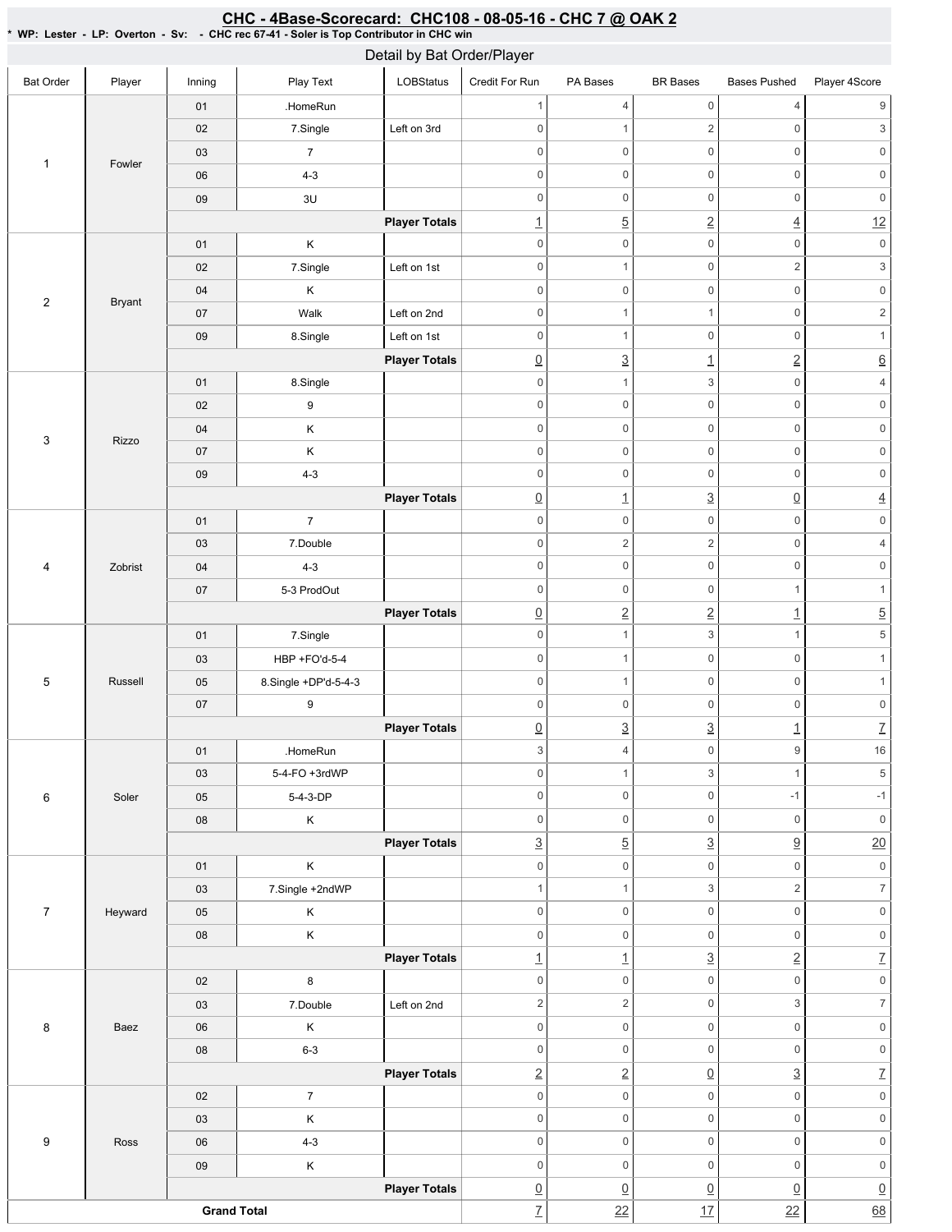# CHC - 4Base-Scorecard: CHC108 - 08-05-16 - CHC 7 @ OAK 2

* WP: Lester - LP: Overton - Sv: - CHC rec 67-41 - Soler is Top Contributor in CHC win

## Detail by Bat Order/Player

| Bat Order | Player | Inning | Play Text | LOBStatus | Credit For Run | PA Bases | BR Bases | Bases Pushed | Player 4Score |
|---|---|---|---|---|---|---|---|---|---|
| 1 | Fowler | 01 | .HomeRun | | 1 | 4 | 0 | 4 | 9 |
| | | 02 | 7.Single | Left on 3rd | 0 | 1 | 2 | 0 | 3 |
| | | 03 | 7 | | 0 | 0 | 0 | 0 | 0 |
| | | 06 | 4-3 | | 0 | 0 | 0 | 0 | 0 |
| | | 09 | 3U | | 0 | 0 | 0 | 0 | 0 |
| | | | | **Player Totals** | 1 | 5 | 2 | 4 | 12 |
| 2 | Bryant | 01 | K | | 0 | 0 | 0 | 0 | 0 |
| | | 02 | 7.Single | Left on 1st | 0 | 1 | 0 | 2 | 3 |
| | | 04 | K | | 0 | 0 | 0 | 0 | 0 |
| | | 07 | Walk | Left on 2nd | 0 | 1 | 1 | 0 | 2 |
| | | 09 | 8.Single | Left on 1st | 0 | 1 | 0 | 0 | 1 |
| | | | | **Player Totals** | 0 | 3 | 1 | 2 | 6 |
| 3 | Rizzo | 01 | 8.Single | | 0 | 1 | 3 | 0 | 4 |
| | | 02 | 9 | | 0 | 0 | 0 | 0 | 0 |
| | | 04 | K | | 0 | 0 | 0 | 0 | 0 |
| | | 07 | K | | 0 | 0 | 0 | 0 | 0 |
| | | 09 | 4-3 | | 0 | 0 | 0 | 0 | 0 |
| | | | | **Player Totals** | 0 | 1 | 3 | 0 | 4 |
| 4 | Zobrist | 01 | 7 | | 0 | 0 | 0 | 0 | 0 |
| | | 03 | 7.Double | | 0 | 2 | 2 | 0 | 4 |
| | | 04 | 4-3 | | 0 | 0 | 0 | 0 | 0 |
| | | 07 | 5-3 ProdOut | | 0 | 0 | 0 | 1 | 1 |
| | | | | **Player Totals** | 0 | 2 | 2 | 1 | 5 |
| 5 | Russell | 01 | 7.Single | | 0 | 1 | 3 | 1 | 5 |
| | | 03 | HBP +FO'd-5-4 | | 0 | 1 | 0 | 0 | 1 |
| | | 05 | 8.Single +DP'd-5-4-3 | | 0 | 1 | 0 | 0 | 1 |
| | | 07 | 9 | | 0 | 0 | 0 | 0 | 0 |
| | | | | **Player Totals** | 0 | 3 | 3 | 1 | 7 |
| 6 | Soler | 01 | .HomeRun | | 3 | 4 | 0 | 9 | 16 |
| | | 03 | 5-4-FO +3rdWP | | 0 | 1 | 3 | 1 | 5 |
| | | 05 | 5-4-3-DP | | 0 | 0 | 0 | -1 | -1 |
| | | 08 | K | | 0 | 0 | 0 | 0 | 0 |
| | | | | **Player Totals** | 3 | 5 | 3 | 9 | 20 |
| 7 | Heyward | 01 | K | | 0 | 0 | 0 | 0 | 0 |
| | | 03 | 7.Single +2ndWP | | 1 | 1 | 3 | 2 | 7 |
| | | 05 | K | | 0 | 0 | 0 | 0 | 0 |
| | | 08 | K | | 0 | 0 | 0 | 0 | 0 |
| | | | | **Player Totals** | 1 | 1 | 3 | 2 | 7 |
| 8 | Baez | 02 | 8 | | 0 | 0 | 0 | 0 | 0 |
| | | 03 | 7.Double | Left on 2nd | 2 | 2 | 0 | 3 | 7 |
| | | 06 | K | | 0 | 0 | 0 | 0 | 0 |
| | | 08 | 6-3 | | 0 | 0 | 0 | 0 | 0 |
| | | | | **Player Totals** | 2 | 2 | 0 | 3 | 7 |
| 9 | Ross | 02 | 7 | | 0 | 0 | 0 | 0 | 0 |
| | | 03 | K | | 0 | 0 | 0 | 0 | 0 |
| | | 06 | 4-3 | | 0 | 0 | 0 | 0 | 0 |
| | | 09 | K | | 0 | 0 | 0 | 0 | 0 |
| | | | | **Player Totals** | 0 | 0 | 0 | 0 | 0 |
| **Grand Total** | | | | | 7 | 22 | 17 | 22 | 68 |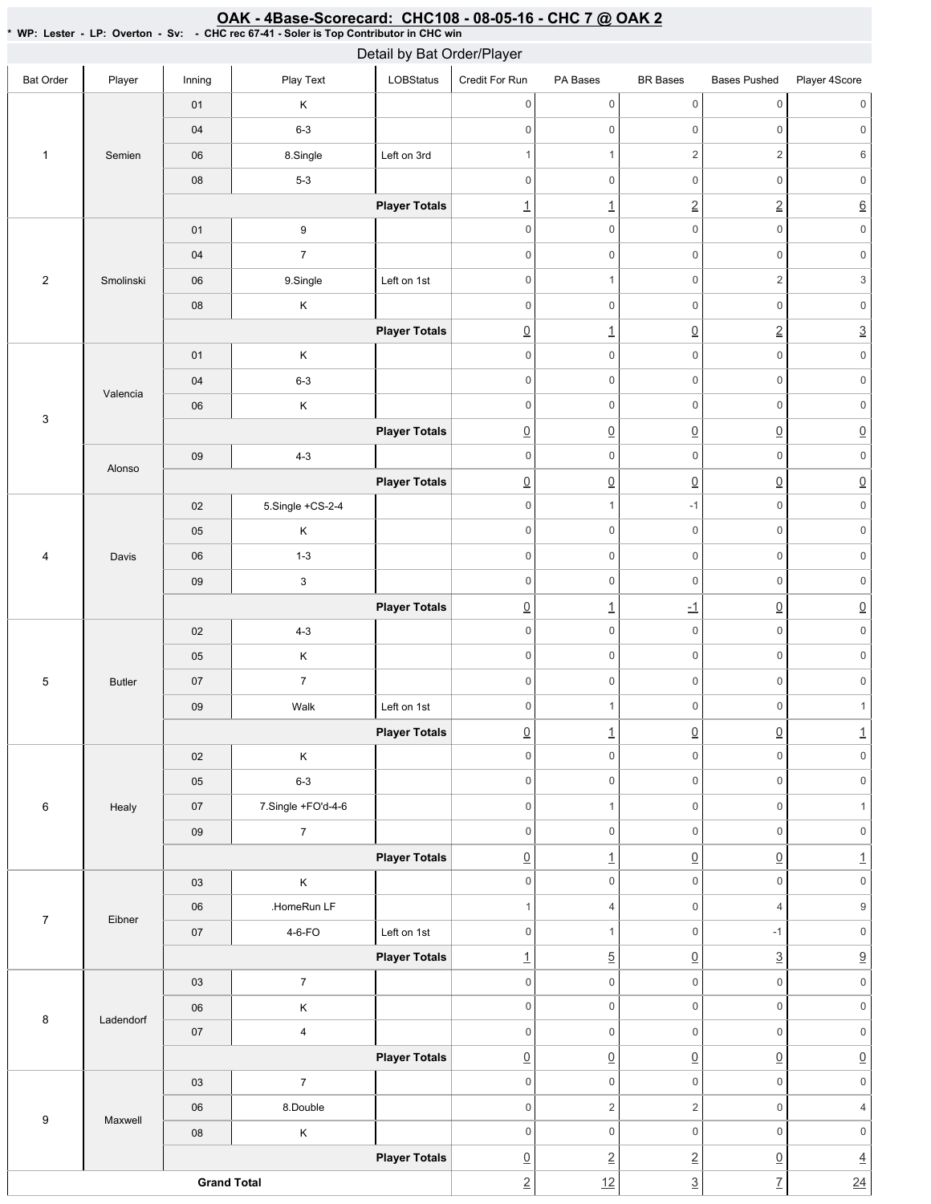## OAK - 4Base-Scorecard: CHC108 - 08-05-16 - CHC 7 @ OAK 2

**\* WP: Lester - LP: Overton - Sv: - CHC rec 67-41 - Soler is Top Contributor in CHC win**

### Detail by Bat Order/Player

| Bat Order | Player | Inning | Play Text | LOBStatus | Credit For Run | PA Bases | BR Bases | Bases Pushed | Player 4Score |
|---|---|---|---|---|---|---|---|---|---|
| 1 | Semien | 01 | K | | 0 | 0 | 0 | 0 | 0 |
| | | 04 | 6-3 | | 0 | 0 | 0 | 0 | 0 |
| | | 06 | 8.Single | Left on 3rd | 1 | 1 | 2 | 2 | 6 |
| | | 08 | 5-3 | | 0 | 0 | 0 | 0 | 0 |
| | | | | **Player Totals** | 1 | 1 | 2 | 2 | 6 |
| 2 | Smolinski | 01 | 9 | | 0 | 0 | 0 | 0 | 0 |
| | | 04 | 7 | | 0 | 0 | 0 | 0 | 0 |
| | | 06 | 9.Single | Left on 1st | 0 | 1 | 0 | 2 | 3 |
| | | 08 | K | | 0 | 0 | 0 | 0 | 0 |
| | | | | **Player Totals** | 0 | 1 | 0 | 2 | 3 |
| 3 | Valencia | 01 | K | | 0 | 0 | 0 | 0 | 0 |
| | | 04 | 6-3 | | 0 | 0 | 0 | 0 | 0 |
| | | 06 | K | | 0 | 0 | 0 | 0 | 0 |
| | | | | **Player Totals** | 0 | 0 | 0 | 0 | 0 |
| | Alonso | 09 | 4-3 | | 0 | 0 | 0 | 0 | 0 |
| | | | | **Player Totals** | 0 | 0 | 0 | 0 | 0 |
| 4 | Davis | 02 | 5.Single +CS-2-4 | | 0 | 1 | -1 | 0 | 0 |
| | | 05 | K | | 0 | 0 | 0 | 0 | 0 |
| | | 06 | 1-3 | | 0 | 0 | 0 | 0 | 0 |
| | | 09 | 3 | | 0 | 0 | 0 | 0 | 0 |
| | | | | **Player Totals** | 0 | 1 | -1 | 0 | 0 |
| 5 | Butler | 02 | 4-3 | | 0 | 0 | 0 | 0 | 0 |
| | | 05 | K | | 0 | 0 | 0 | 0 | 0 |
| | | 07 | 7 | | 0 | 0 | 0 | 0 | 0 |
| | | 09 | Walk | Left on 1st | 0 | 1 | 0 | 0 | 1 |
| | | | | **Player Totals** | 0 | 1 | 0 | 0 | 1 |
| 6 | Healy | 02 | K | | 0 | 0 | 0 | 0 | 0 |
| | | 05 | 6-3 | | 0 | 0 | 0 | 0 | 0 |
| | | 07 | 7.Single +FO'd-4-6 | | 0 | 1 | 0 | 0 | 1 |
| | | 09 | 7 | | 0 | 0 | 0 | 0 | 0 |
| | | | | **Player Totals** | 0 | 1 | 0 | 0 | 1 |
| 7 | Eibner | 03 | K | | 0 | 0 | 0 | 0 | 0 |
| | | 06 | .HomeRun LF | | 1 | 4 | 0 | 4 | 9 |
| | | 07 | 4-6-FO | Left on 1st | 0 | 1 | 0 | -1 | 0 |
| | | | | **Player Totals** | 1 | 5 | 0 | 3 | 9 |
| 8 | Ladendorf | 03 | 7 | | 0 | 0 | 0 | 0 | 0 |
| | | 06 | K | | 0 | 0 | 0 | 0 | 0 |
| | | 07 | 4 | | 0 | 0 | 0 | 0 | 0 |
| | | | | **Player Totals** | 0 | 0 | 0 | 0 | 0 |
| 9 | Maxwell | 03 | 7 | | 0 | 0 | 0 | 0 | 0 |
| | | 06 | 8.Double | | 0 | 2 | 2 | 0 | 4 |
| | | 08 | K | | 0 | 0 | 0 | 0 | 0 |
| | | | | **Player Totals** | 0 | 2 | 2 | 0 | 4 |
| **Grand Total** | | | | | 2 | 12 | 3 | 7 | 24 |